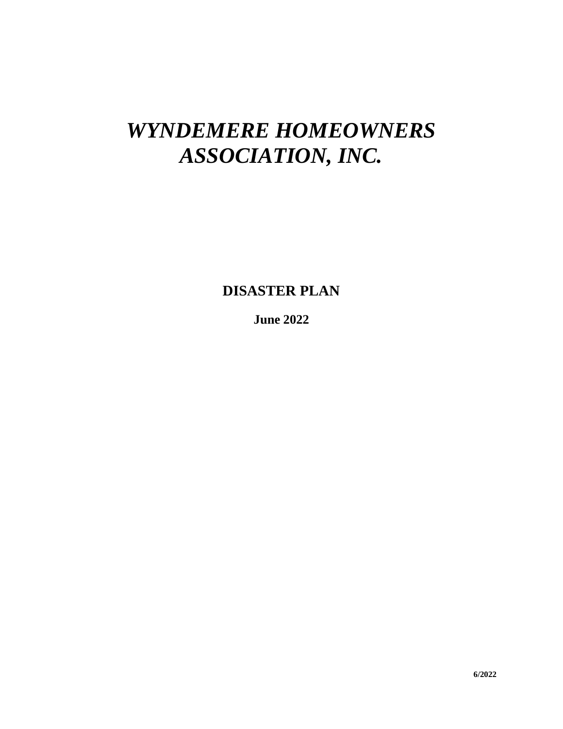# ***WYNDEMERE HOMEOWNERS ASSOCIATION, INC.***

**DISASTER PLAN**

**June 2022**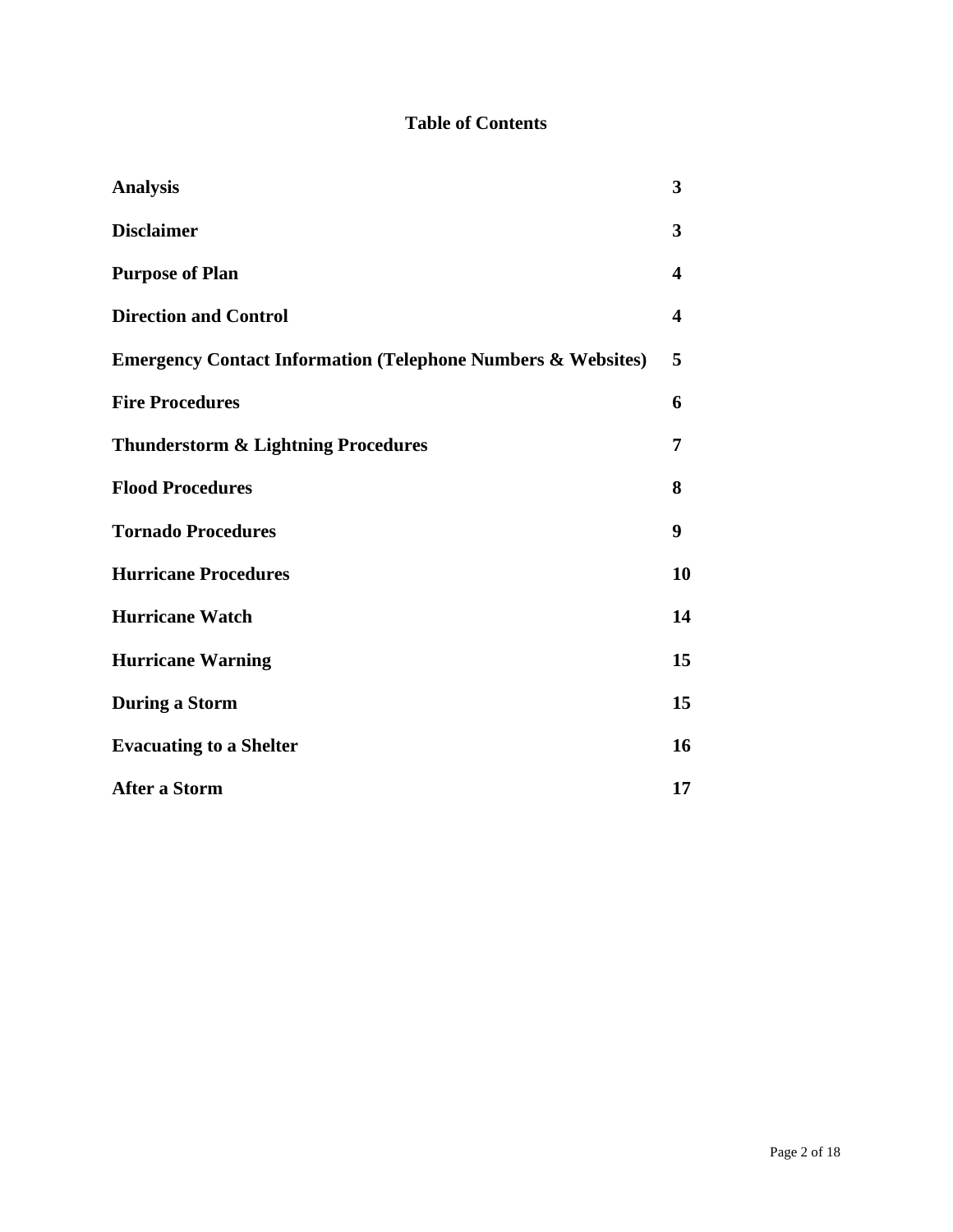# Table of Contents

| | |
|---|---|
| **Analysis** | **3** |
| **Disclaimer** | **3** |
| **Purpose of Plan** | **4** |
| **Direction and Control** | **4** |
| **Emergency Contact Information (Telephone Numbers & Websites)** | **5** |
| **Fire Procedures** | **6** |
| **Thunderstorm & Lightning Procedures** | **7** |
| **Flood Procedures** | **8** |
| **Tornado Procedures** | **9** |
| **Hurricane Procedures** | **10** |
| **Hurricane Watch** | **14** |
| **Hurricane Warning** | **15** |
| **During a Storm** | **15** |
| **Evacuating to a Shelter** | **16** |
| **After a Storm** | **17** |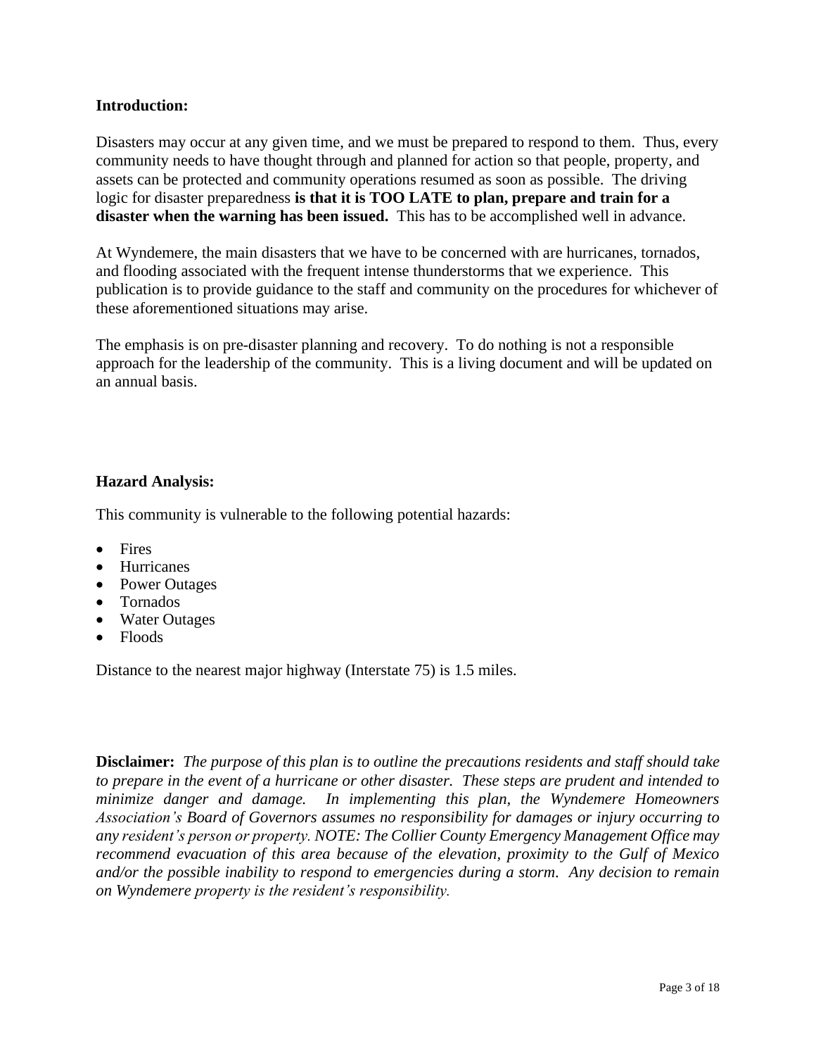**Introduction:**

Disasters may occur at any given time, and we must be prepared to respond to them. Thus, every community needs to have thought through and planned for action so that people, property, and assets can be protected and community operations resumed as soon as possible. The driving logic for disaster preparedness **is that it is TOO LATE to plan, prepare and train for a disaster when the warning has been issued.** This has to be accomplished well in advance.

At Wyndemere, the main disasters that we have to be concerned with are hurricanes, tornados, and flooding associated with the frequent intense thunderstorms that we experience. This publication is to provide guidance to the staff and community on the procedures for whichever of these aforementioned situations may arise.

The emphasis is on pre-disaster planning and recovery. To do nothing is not a responsible approach for the leadership of the community. This is a living document and will be updated on an annual basis.

**Hazard Analysis:**

This community is vulnerable to the following potential hazards:

- Fires
- Hurricanes
- Power Outages
- Tornados
- Water Outages
- Floods

Distance to the nearest major highway (Interstate 75) is 1.5 miles.

**Disclaimer:** *The purpose of this plan is to outline the precautions residents and staff should take to prepare in the event of a hurricane or other disaster. These steps are prudent and intended to minimize danger and damage. In implementing this plan, the Wyndemere Homeowners Association's Board of Governors assumes no responsibility for damages or injury occurring to any resident's person or property. NOTE: The Collier County Emergency Management Office may recommend evacuation of this area because of the elevation, proximity to the Gulf of Mexico and/or the possible inability to respond to emergencies during a storm. Any decision to remain on Wyndemere property is the resident's responsibility.*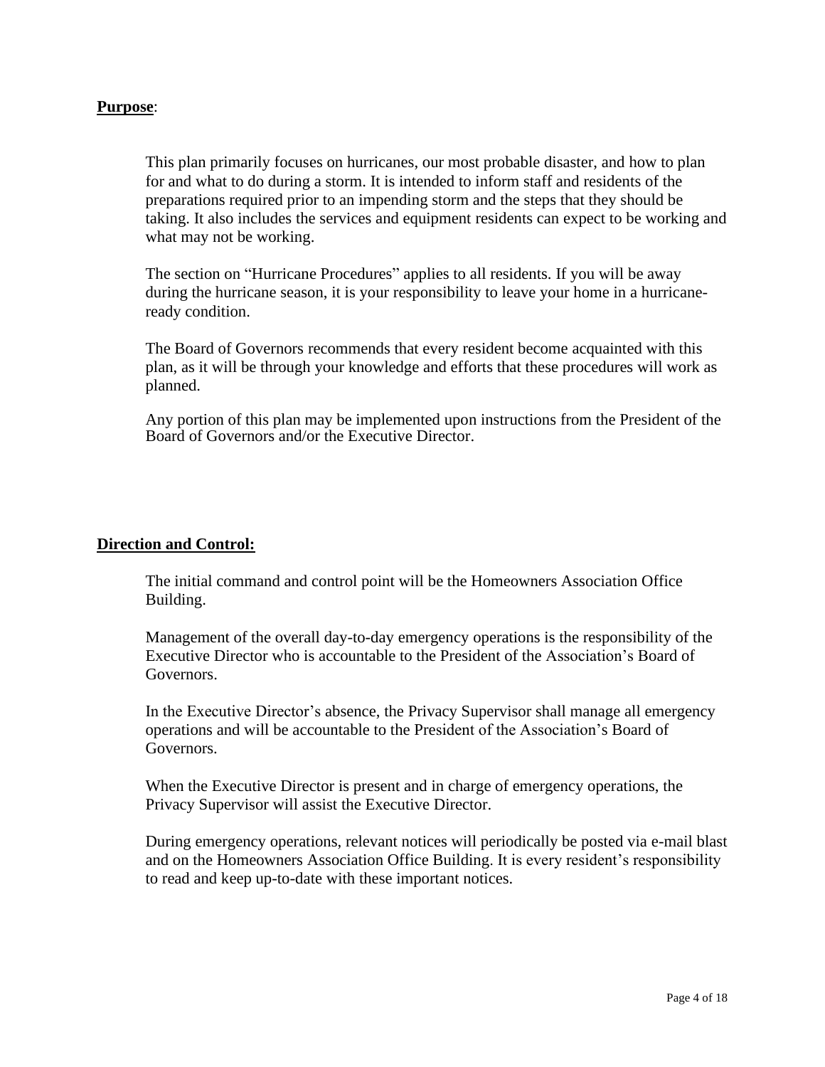**Purpose**:

This plan primarily focuses on hurricanes, our most probable disaster, and how to plan for and what to do during a storm. It is intended to inform staff and residents of the preparations required prior to an impending storm and the steps that they should be taking. It also includes the services and equipment residents can expect to be working and what may not be working.

The section on "Hurricane Procedures" applies to all residents. If you will be away during the hurricane season, it is your responsibility to leave your home in a hurricane-ready condition.

The Board of Governors recommends that every resident become acquainted with this plan, as it will be through your knowledge and efforts that these procedures will work as planned.

Any portion of this plan may be implemented upon instructions from the President of the Board of Governors and/or the Executive Director.

**Direction and Control:**

The initial command and control point will be the Homeowners Association Office Building.

Management of the overall day-to-day emergency operations is the responsibility of the Executive Director who is accountable to the President of the Association's Board of Governors.

In the Executive Director's absence, the Privacy Supervisor shall manage all emergency operations and will be accountable to the President of the Association's Board of Governors.

When the Executive Director is present and in charge of emergency operations, the Privacy Supervisor will assist the Executive Director.

During emergency operations, relevant notices will periodically be posted via e-mail blast and on the Homeowners Association Office Building. It is every resident's responsibility to read and keep up-to-date with these important notices.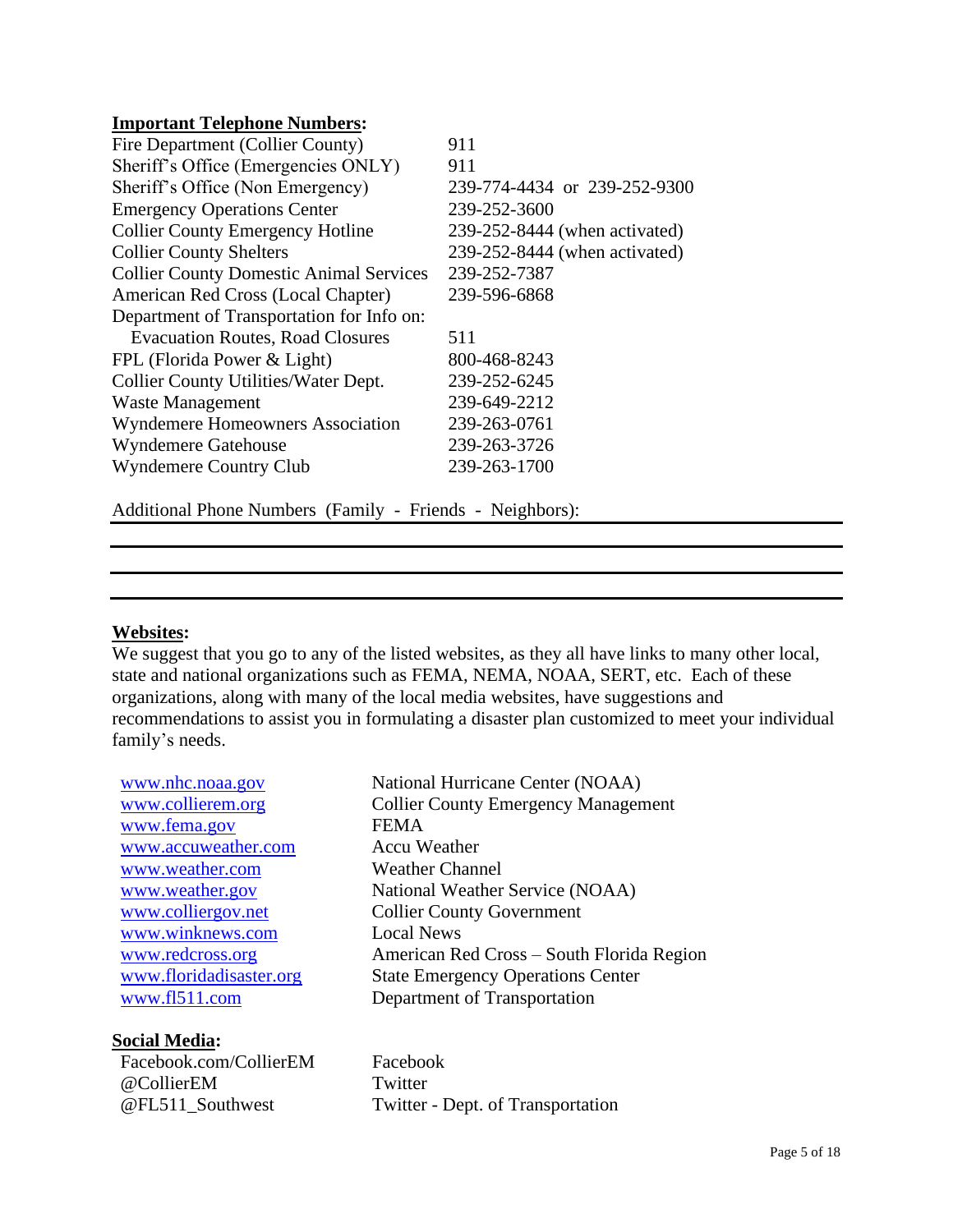**Important Telephone Numbers:**

| | |
|---|---|
| Fire Department (Collier County) | 911 |
| Sheriff's Office (Emergencies ONLY) | 911 |
| Sheriff's Office (Non Emergency) | 239-774-4434 or 239-252-9300 |
| Emergency Operations Center | 239-252-3600 |
| Collier County Emergency Hotline | 239-252-8444 (when activated) |
| Collier County Shelters | 239-252-8444 (when activated) |
| Collier County Domestic Animal Services | 239-252-7387 |
| American Red Cross (Local Chapter) | 239-596-6868 |
| Department of Transportation for Info on: Evacuation Routes, Road Closures | 511 |
| FPL (Florida Power & Light) | 800-468-8243 |
| Collier County Utilities/Water Dept. | 239-252-6245 |
| Waste Management | 239-649-2212 |
| Wyndemere Homeowners Association | 239-263-0761 |
| Wyndemere Gatehouse | 239-263-3726 |
| Wyndemere Country Club | 239-263-1700 |

Additional Phone Numbers (Family - Friends - Neighbors):

---

---

---

**Websites:**

We suggest that you go to any of the listed websites, as they all have links to many other local, state and national organizations such as FEMA, NEMA, NOAA, SERT, etc. Each of these organizations, along with many of the local media websites, have suggestions and recommendations to assist you in formulating a disaster plan customized to meet your individual family's needs.

| | |
|---|---|
| www.nhc.noaa.gov | National Hurricane Center (NOAA) |
| www.collierem.org | Collier County Emergency Management |
| www.fema.gov | FEMA |
| www.accuweather.com | Accu Weather |
| www.weather.com | Weather Channel |
| www.weather.gov | National Weather Service (NOAA) |
| www.colliergov.net | Collier County Government |
| www.winknews.com | Local News |
| www.redcross.org | American Red Cross – South Florida Region |
| www.floridadisaster.org | State Emergency Operations Center |
| www.fl511.com | Department of Transportation |

**Social Media:**

| | |
|---|---|
| Facebook.com/CollierEM | Facebook |
| @CollierEM | Twitter |
| @FL511_Southwest | Twitter - Dept. of Transportation |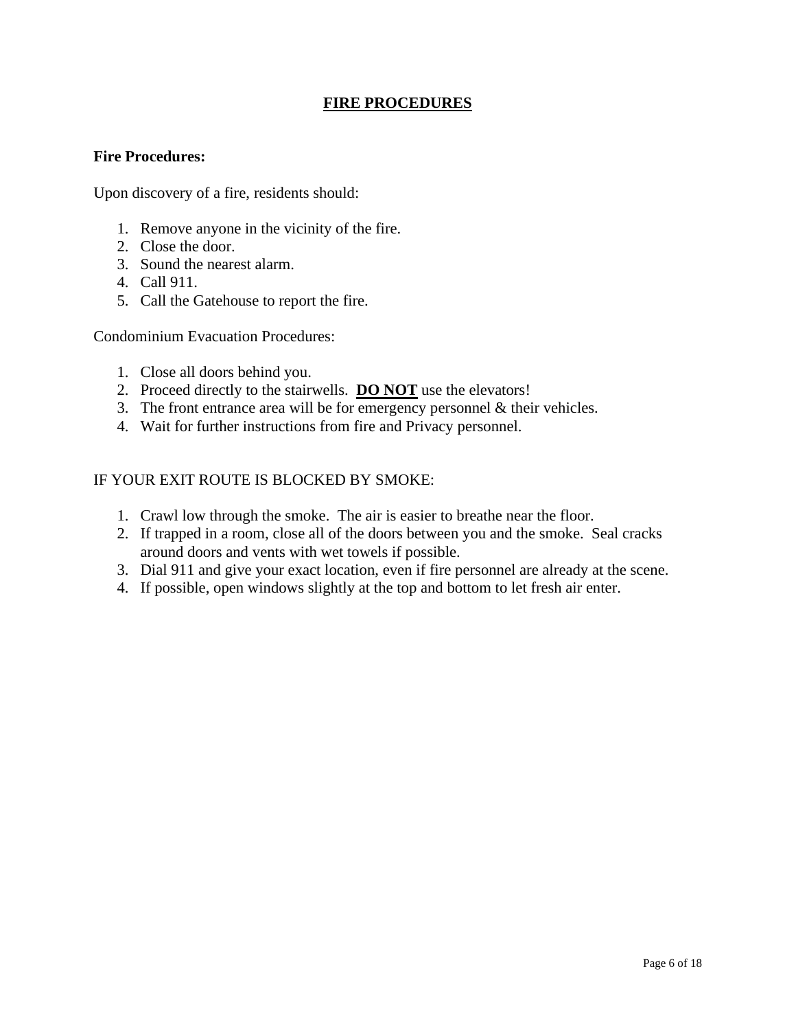# FIRE PROCEDURES

**Fire Procedures:**

Upon discovery of a fire, residents should:

1. Remove anyone in the vicinity of the fire.
2. Close the door.
3. Sound the nearest alarm.
4. Call 911.
5. Call the Gatehouse to report the fire.

Condominium Evacuation Procedures:

1. Close all doors behind you.
2. Proceed directly to the stairwells. **DO NOT** use the elevators!
3. The front entrance area will be for emergency personnel & their vehicles.
4. Wait for further instructions from fire and Privacy personnel.

IF YOUR EXIT ROUTE IS BLOCKED BY SMOKE:

1. Crawl low through the smoke. The air is easier to breathe near the floor.
2. If trapped in a room, close all of the doors between you and the smoke. Seal cracks around doors and vents with wet towels if possible.
3. Dial 911 and give your exact location, even if fire personnel are already at the scene.
4. If possible, open windows slightly at the top and bottom to let fresh air enter.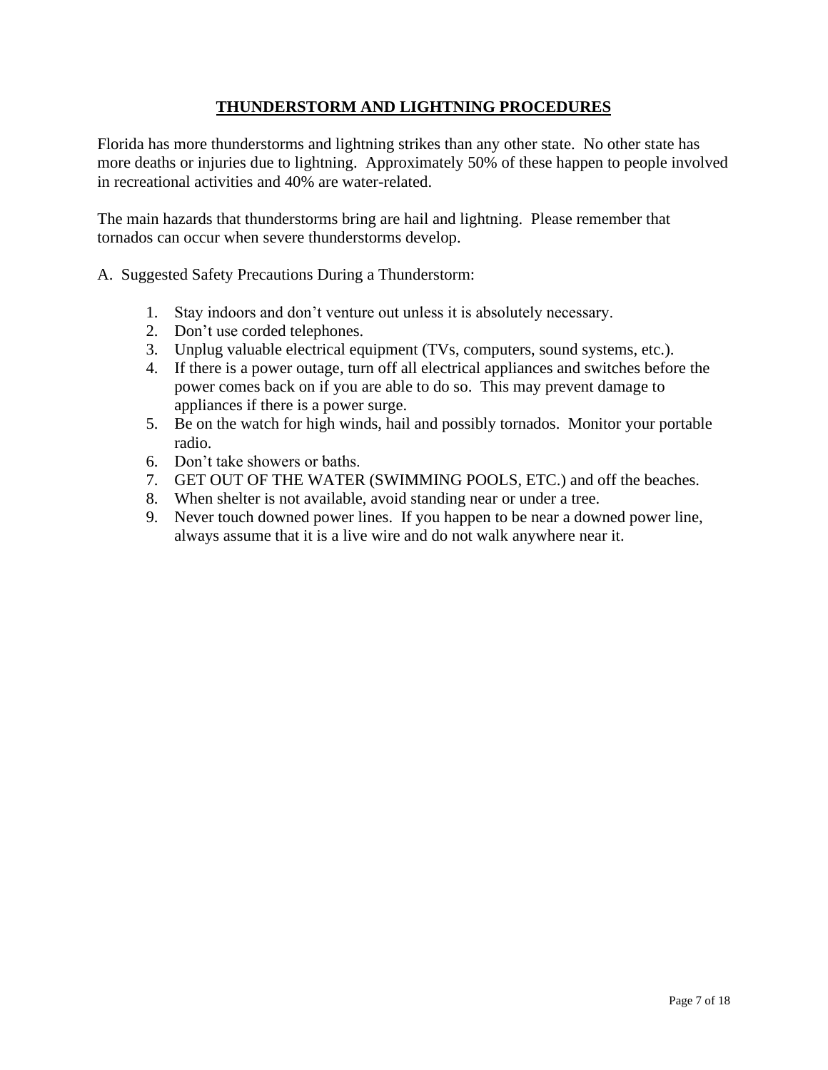## THUNDERSTORM AND LIGHTNING PROCEDURES

Florida has more thunderstorms and lightning strikes than any other state. No other state has more deaths or injuries due to lightning. Approximately 50% of these happen to people involved in recreational activities and 40% are water-related.

The main hazards that thunderstorms bring are hail and lightning. Please remember that tornados can occur when severe thunderstorms develop.

A. Suggested Safety Precautions During a Thunderstorm:

1. Stay indoors and don't venture out unless it is absolutely necessary.
2. Don't use corded telephones.
3. Unplug valuable electrical equipment (TVs, computers, sound systems, etc.).
4. If there is a power outage, turn off all electrical appliances and switches before the power comes back on if you are able to do so. This may prevent damage to appliances if there is a power surge.
5. Be on the watch for high winds, hail and possibly tornados. Monitor your portable radio.
6. Don't take showers or baths.
7. GET OUT OF THE WATER (SWIMMING POOLS, ETC.) and off the beaches.
8. When shelter is not available, avoid standing near or under a tree.
9. Never touch downed power lines. If you happen to be near a downed power line, always assume that it is a live wire and do not walk anywhere near it.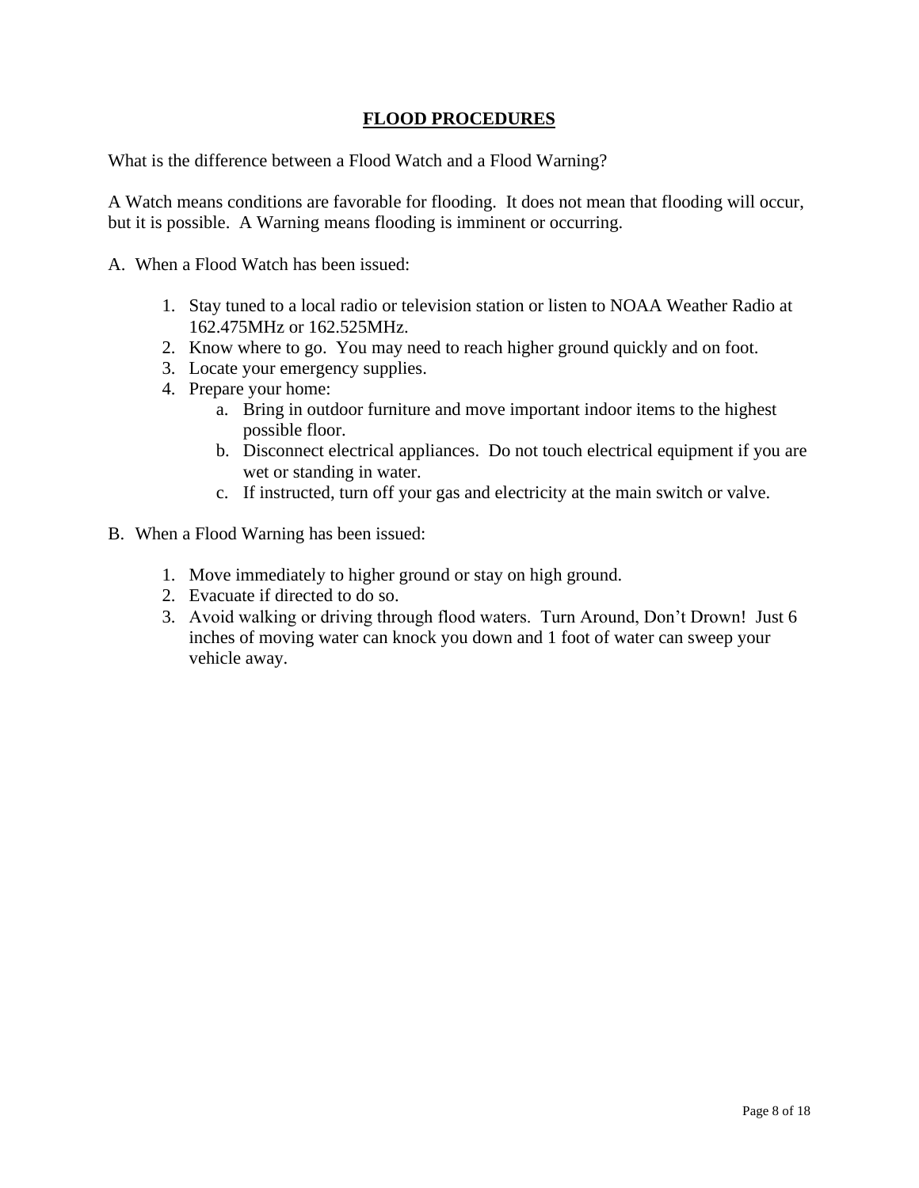# FLOOD PROCEDURES

What is the difference between a Flood Watch and a Flood Warning?

A Watch means conditions are favorable for flooding. It does not mean that flooding will occur, but it is possible. A Warning means flooding is imminent or occurring.

A. When a Flood Watch has been issued:

1. Stay tuned to a local radio or television station or listen to NOAA Weather Radio at 162.475MHz or 162.525MHz.
2. Know where to go. You may need to reach higher ground quickly and on foot.
3. Locate your emergency supplies.
4. Prepare your home:
    a. Bring in outdoor furniture and move important indoor items to the highest possible floor.
    b. Disconnect electrical appliances. Do not touch electrical equipment if you are wet or standing in water.
    c. If instructed, turn off your gas and electricity at the main switch or valve.

B. When a Flood Warning has been issued:

1. Move immediately to higher ground or stay on high ground.
2. Evacuate if directed to do so.
3. Avoid walking or driving through flood waters. Turn Around, Don't Drown! Just 6 inches of moving water can knock you down and 1 foot of water can sweep your vehicle away.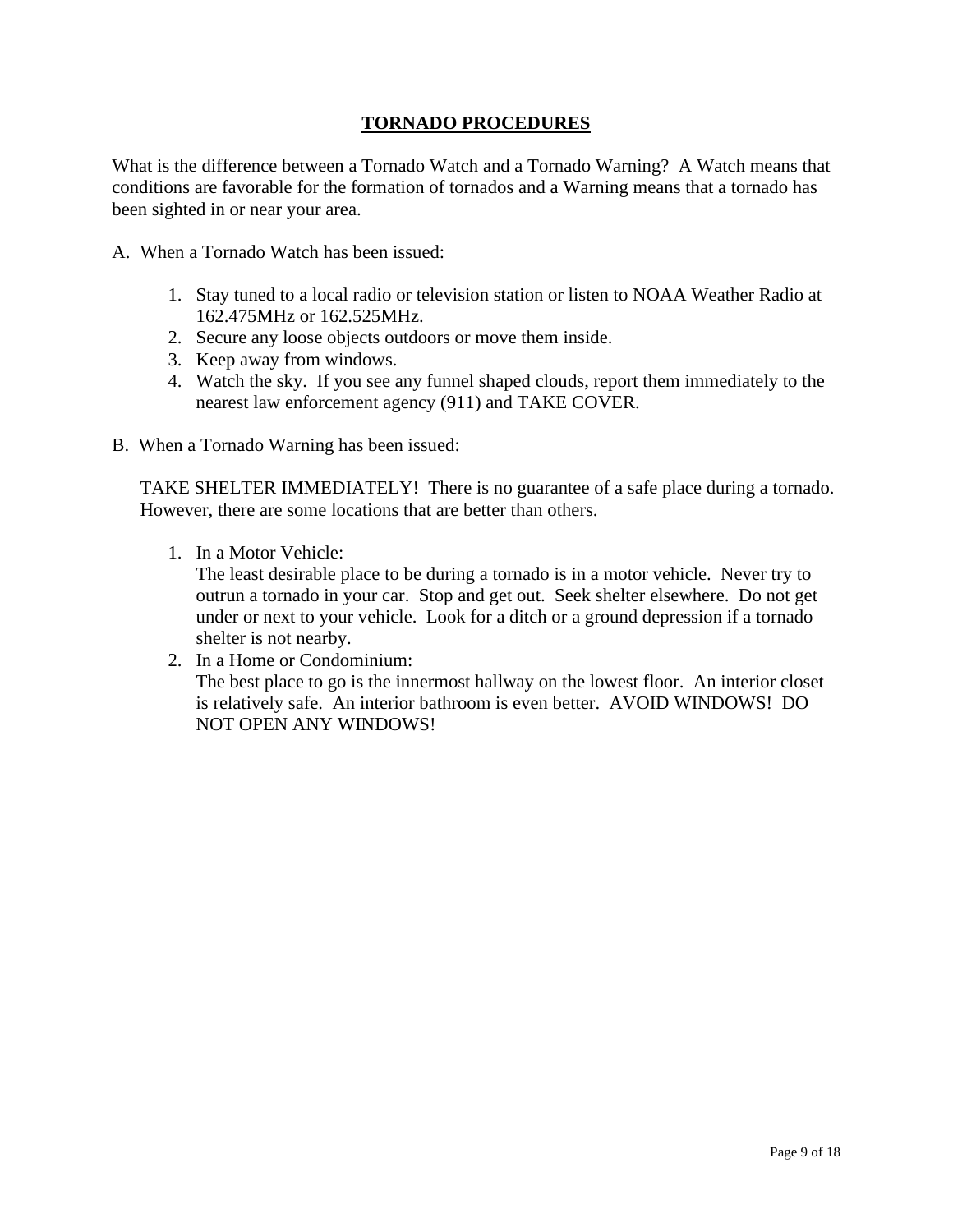## TORNADO PROCEDURES

What is the difference between a Tornado Watch and a Tornado Warning? A Watch means that conditions are favorable for the formation of tornados and a Warning means that a tornado has been sighted in or near your area.

A. When a Tornado Watch has been issued:

1. Stay tuned to a local radio or television station or listen to NOAA Weather Radio at 162.475MHz or 162.525MHz.
2. Secure any loose objects outdoors or move them inside.
3. Keep away from windows.
4. Watch the sky. If you see any funnel shaped clouds, report them immediately to the nearest law enforcement agency (911) and TAKE COVER.

B. When a Tornado Warning has been issued:

TAKE SHELTER IMMEDIATELY! There is no guarantee of a safe place during a tornado. However, there are some locations that are better than others.

1. In a Motor Vehicle:
   The least desirable place to be during a tornado is in a motor vehicle. Never try to outrun a tornado in your car. Stop and get out. Seek shelter elsewhere. Do not get under or next to your vehicle. Look for a ditch or a ground depression if a tornado shelter is not nearby.
2. In a Home or Condominium:
   The best place to go is the innermost hallway on the lowest floor. An interior closet is relatively safe. An interior bathroom is even better. AVOID WINDOWS! DO NOT OPEN ANY WINDOWS!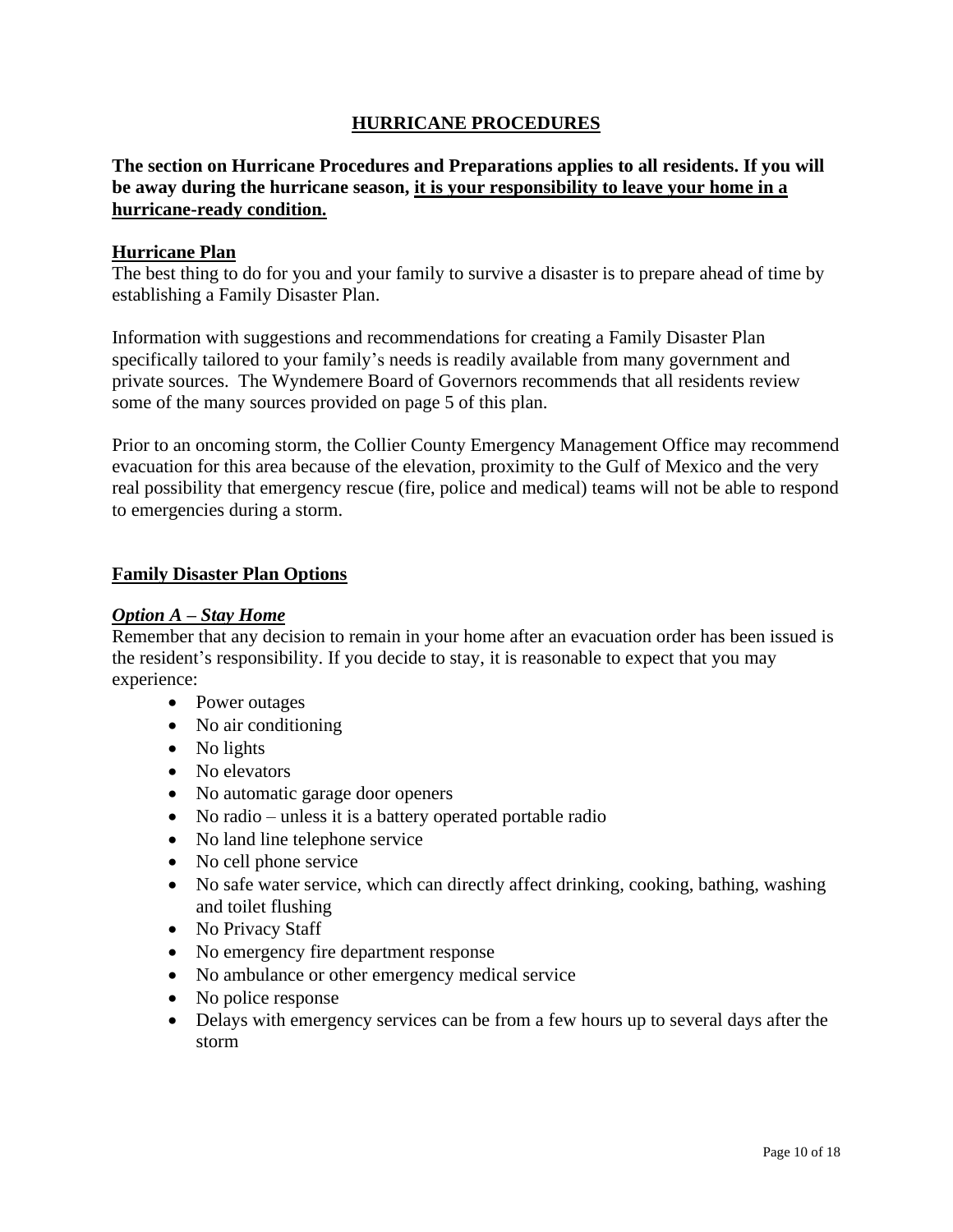# HURRICANE PROCEDURES

**The section on Hurricane Procedures and Preparations applies to all residents. If you will be away during the hurricane season, <u>it is your responsibility to leave your home in a hurricane-ready condition.</u>**

## Hurricane Plan

The best thing to do for you and your family to survive a disaster is to prepare ahead of time by establishing a Family Disaster Plan.

Information with suggestions and recommendations for creating a Family Disaster Plan specifically tailored to your family's needs is readily available from many government and private sources. The Wyndemere Board of Governors recommends that all residents review some of the many sources provided on page 5 of this plan.

Prior to an oncoming storm, the Collier County Emergency Management Office may recommend evacuation for this area because of the elevation, proximity to the Gulf of Mexico and the very real possibility that emergency rescue (fire, police and medical) teams will not be able to respond to emergencies during a storm.

## Family Disaster Plan Options

### *Option A – Stay Home*

Remember that any decision to remain in your home after an evacuation order has been issued is the resident's responsibility. If you decide to stay, it is reasonable to expect that you may experience:

- Power outages
- No air conditioning
- No lights
- No elevators
- No automatic garage door openers
- No radio – unless it is a battery operated portable radio
- No land line telephone service
- No cell phone service
- No safe water service, which can directly affect drinking, cooking, bathing, washing and toilet flushing
- No Privacy Staff
- No emergency fire department response
- No ambulance or other emergency medical service
- No police response
- Delays with emergency services can be from a few hours up to several days after the storm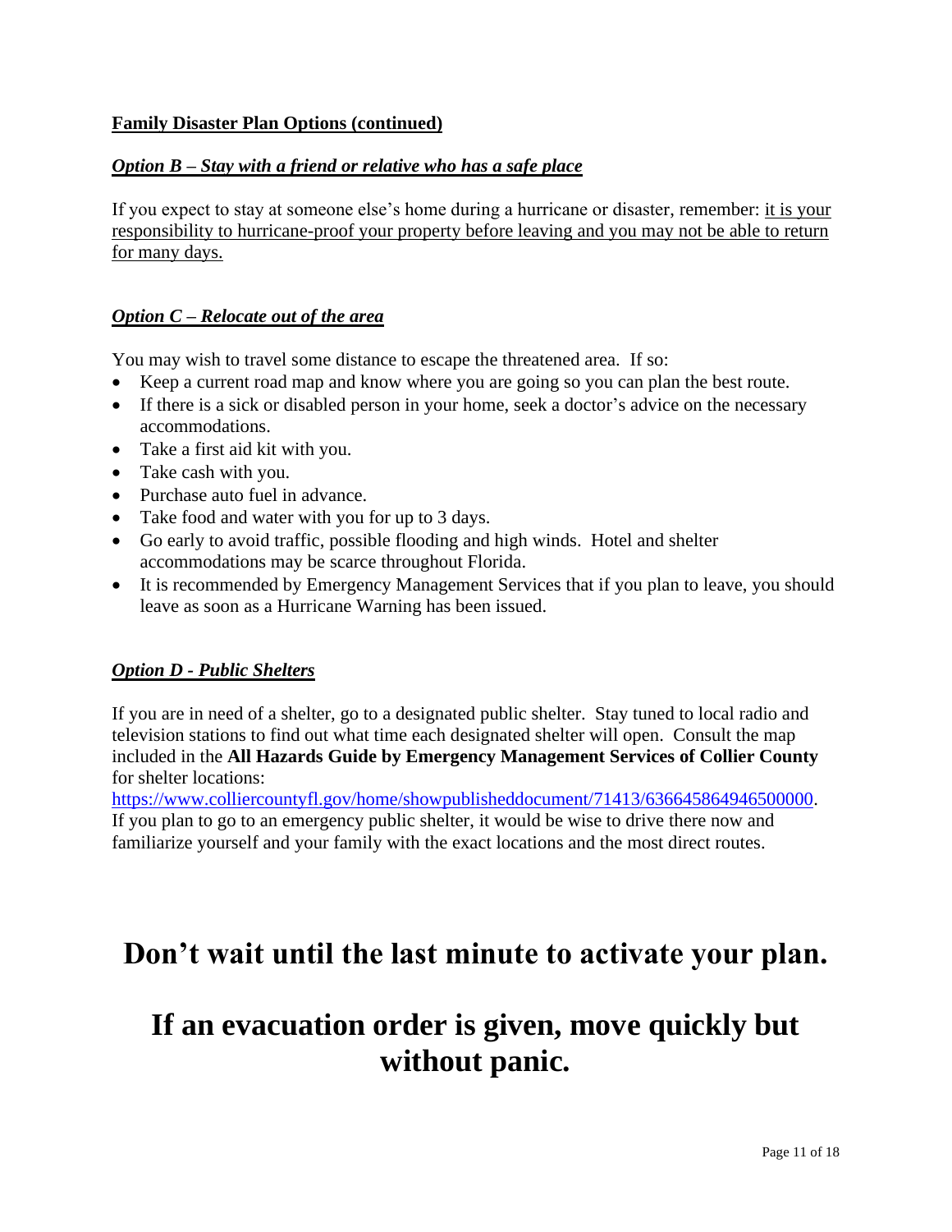**Family Disaster Plan Options (continued)**

***Option B – Stay with a friend or relative who has a safe place***

If you expect to stay at someone else's home during a hurricane or disaster, remember: <u>it is your responsibility to hurricane-proof your property before leaving and you may not be able to return for many days.</u>

***Option C – Relocate out of the area***

You may wish to travel some distance to escape the threatened area. If so:

- Keep a current road map and know where you are going so you can plan the best route.
- If there is a sick or disabled person in your home, seek a doctor's advice on the necessary accommodations.
- Take a first aid kit with you.
- Take cash with you.
- Purchase auto fuel in advance.
- Take food and water with you for up to 3 days.
- Go early to avoid traffic, possible flooding and high winds. Hotel and shelter accommodations may be scarce throughout Florida.
- It is recommended by Emergency Management Services that if you plan to leave, you should leave as soon as a Hurricane Warning has been issued.

***Option D - Public Shelters***

If you are in need of a shelter, go to a designated public shelter. Stay tuned to local radio and television stations to find out what time each designated shelter will open. Consult the map included in the **All Hazards Guide by Emergency Management Services of Collier County** for shelter locations:
[https://www.colliercountyfl.gov/home/showpublisheddocument/71413/636645864946500000](https://www.colliercountyfl.gov/home/showpublisheddocument/71413/636645864946500000).
If you plan to go to an emergency public shelter, it would be wise to drive there now and familiarize yourself and your family with the exact locations and the most direct routes.

# Don't wait until the last minute to activate your plan.

# If an evacuation order is given, move quickly but without panic.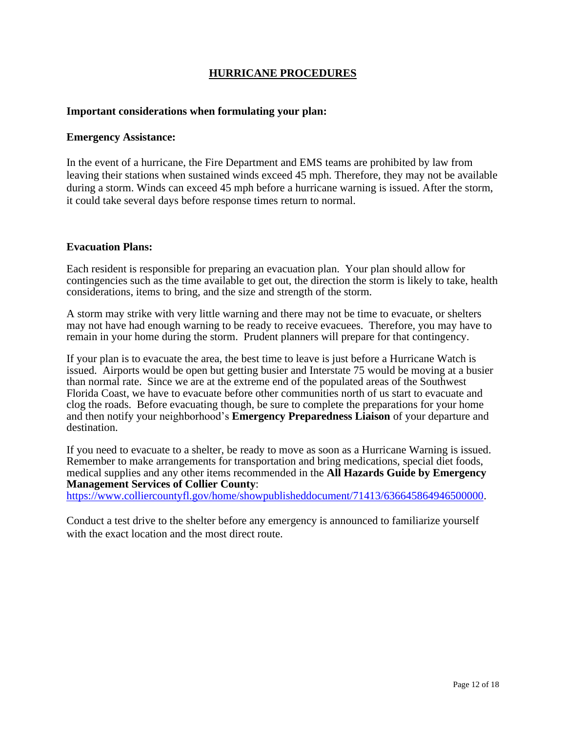# HURRICANE PROCEDURES

**Important considerations when formulating your plan:**

**Emergency Assistance:**

In the event of a hurricane, the Fire Department and EMS teams are prohibited by law from leaving their stations when sustained winds exceed 45 mph. Therefore, they may not be available during a storm. Winds can exceed 45 mph before a hurricane warning is issued. After the storm, it could take several days before response times return to normal.

**Evacuation Plans:**

Each resident is responsible for preparing an evacuation plan. Your plan should allow for contingencies such as the time available to get out, the direction the storm is likely to take, health considerations, items to bring, and the size and strength of the storm.

A storm may strike with very little warning and there may not be time to evacuate, or shelters may not have had enough warning to be ready to receive evacuees. Therefore, you may have to remain in your home during the storm. Prudent planners will prepare for that contingency.

If your plan is to evacuate the area, the best time to leave is just before a Hurricane Watch is issued. Airports would be open but getting busier and Interstate 75 would be moving at a busier than normal rate. Since we are at the extreme end of the populated areas of the Southwest Florida Coast, we have to evacuate before other communities north of us start to evacuate and clog the roads. Before evacuating though, be sure to complete the preparations for your home and then notify your neighborhood's **Emergency Preparedness Liaison** of your departure and destination.

If you need to evacuate to a shelter, be ready to move as soon as a Hurricane Warning is issued. Remember to make arrangements for transportation and bring medications, special diet foods, medical supplies and any other items recommended in the **All Hazards Guide by Emergency Management Services of Collier County**: https://www.colliercountyfl.gov/home/showpublisheddocument/71413/636645864946500000.

Conduct a test drive to the shelter before any emergency is announced to familiarize yourself with the exact location and the most direct route.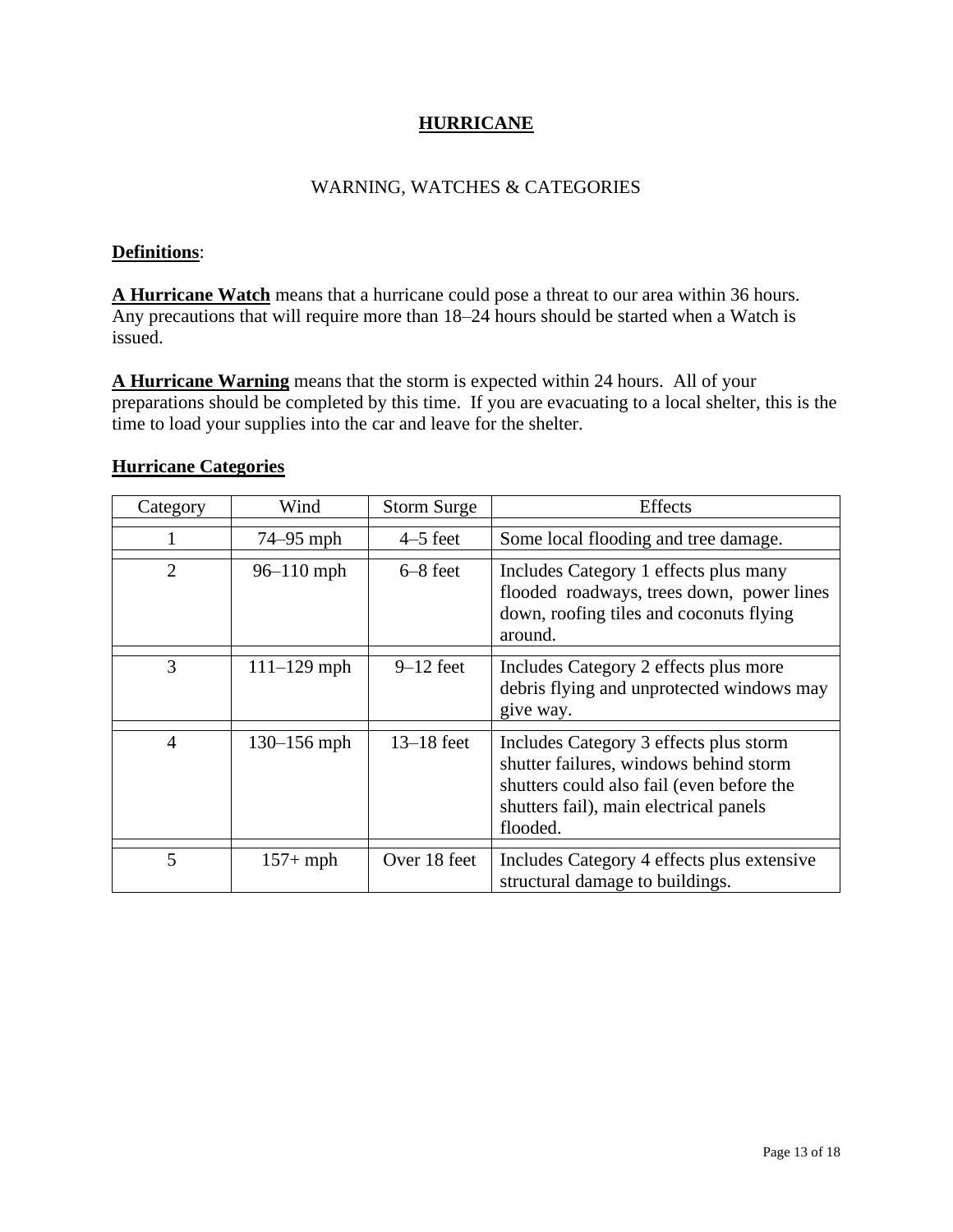# HURRICANE

## WARNING, WATCHES & CATEGORIES

**Definitions**:

**A Hurricane Watch** means that a hurricane could pose a threat to our area within 36 hours. Any precautions that will require more than 18–24 hours should be started when a Watch is issued.

**A Hurricane Warning** means that the storm is expected within 24 hours. All of your preparations should be completed by this time. If you are evacuating to a local shelter, this is the time to load your supplies into the car and leave for the shelter.

**Hurricane Categories**

| Category | Wind | Storm Surge | Effects |
|---|---|---|---|
| 1 | 74–95 mph | 4–5 feet | Some local flooding and tree damage. |
| 2 | 96–110 mph | 6–8 feet | Includes Category 1 effects plus many flooded roadways, trees down, power lines down, roofing tiles and coconuts flying around. |
| 3 | 111–129 mph | 9–12 feet | Includes Category 2 effects plus more debris flying and unprotected windows may give way. |
| 4 | 130–156 mph | 13–18 feet | Includes Category 3 effects plus storm shutter failures, windows behind storm shutters could also fail (even before the shutters fail), main electrical panels flooded. |
| 5 | 157+ mph | Over 18 feet | Includes Category 4 effects plus extensive structural damage to buildings. |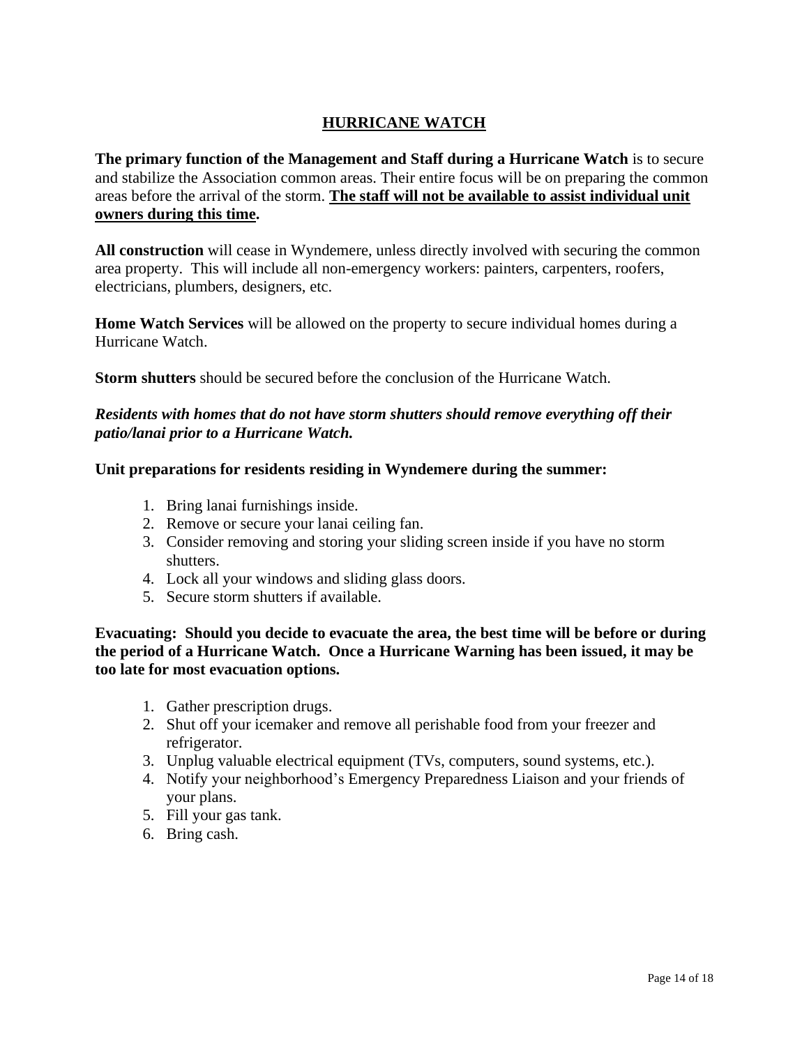## HURRICANE WATCH

**The primary function of the Management and Staff during a Hurricane Watch** is to secure and stabilize the Association common areas. Their entire focus will be on preparing the common areas before the arrival of the storm. **<u>The staff will not be available to assist individual unit owners during this time</u>.**

**All construction** will cease in Wyndemere, unless directly involved with securing the common area property. This will include all non-emergency workers: painters, carpenters, roofers, electricians, plumbers, designers, etc.

**Home Watch Services** will be allowed on the property to secure individual homes during a Hurricane Watch.

**Storm shutters** should be secured before the conclusion of the Hurricane Watch.

***Residents with homes that do not have storm shutters should remove everything off their patio/lanai prior to a Hurricane Watch.***

**Unit preparations for residents residing in Wyndemere during the summer:**

1. Bring lanai furnishings inside.
2. Remove or secure your lanai ceiling fan.
3. Consider removing and storing your sliding screen inside if you have no storm shutters.
4. Lock all your windows and sliding glass doors.
5. Secure storm shutters if available.

**Evacuating: Should you decide to evacuate the area, the best time will be before or during the period of a Hurricane Watch. Once a Hurricane Warning has been issued, it may be too late for most evacuation options.**

1. Gather prescription drugs.
2. Shut off your icemaker and remove all perishable food from your freezer and refrigerator.
3. Unplug valuable electrical equipment (TVs, computers, sound systems, etc.).
4. Notify your neighborhood's Emergency Preparedness Liaison and your friends of your plans.
5. Fill your gas tank.
6. Bring cash.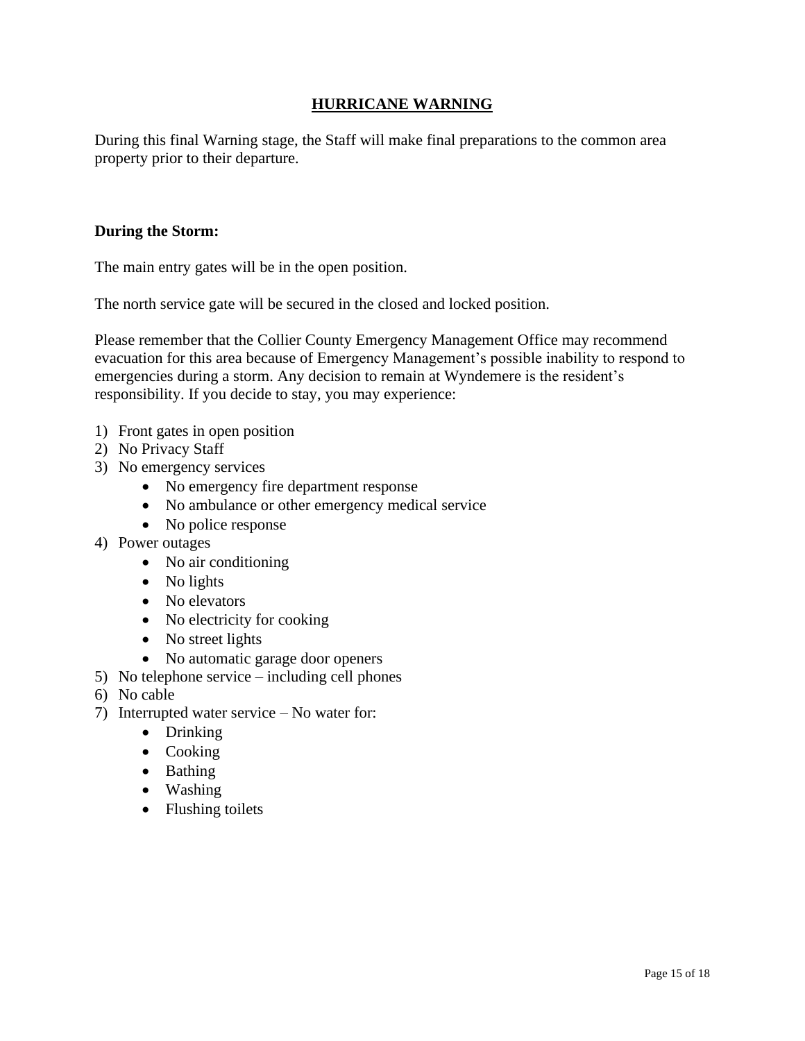## HURRICANE WARNING

During this final Warning stage, the Staff will make final preparations to the common area property prior to their departure.

**During the Storm:**

The main entry gates will be in the open position.

The north service gate will be secured in the closed and locked position.

Please remember that the Collier County Emergency Management Office may recommend evacuation for this area because of Emergency Management's possible inability to respond to emergencies during a storm. Any decision to remain at Wyndemere is the resident's responsibility. If you decide to stay, you may experience:

1) Front gates in open position
2) No Privacy Staff
3) No emergency services
   - No emergency fire department response
   - No ambulance or other emergency medical service
   - No police response
4) Power outages
   - No air conditioning
   - No lights
   - No elevators
   - No electricity for cooking
   - No street lights
   - No automatic garage door openers
5) No telephone service – including cell phones
6) No cable
7) Interrupted water service – No water for:
   - Drinking
   - Cooking
   - Bathing
   - Washing
   - Flushing toilets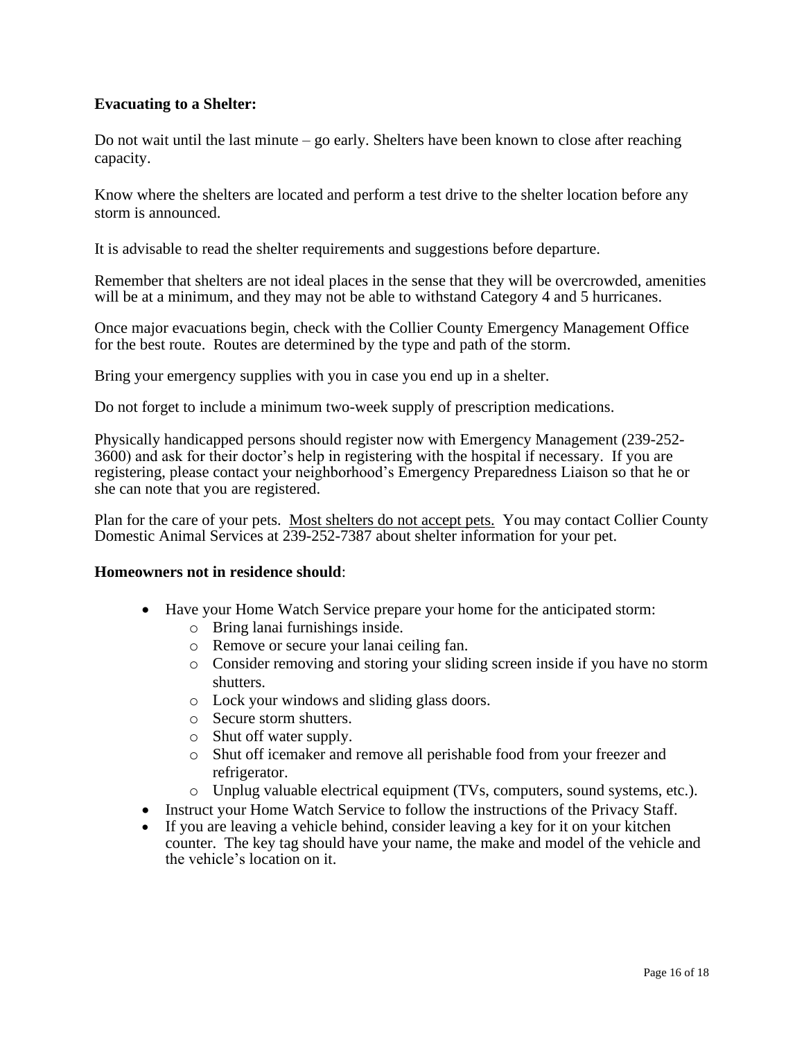**Evacuating to a Shelter:**

Do not wait until the last minute – go early. Shelters have been known to close after reaching capacity.

Know where the shelters are located and perform a test drive to the shelter location before any storm is announced.

It is advisable to read the shelter requirements and suggestions before departure.

Remember that shelters are not ideal places in the sense that they will be overcrowded, amenities will be at a minimum, and they may not be able to withstand Category 4 and 5 hurricanes.

Once major evacuations begin, check with the Collier County Emergency Management Office for the best route. Routes are determined by the type and path of the storm.

Bring your emergency supplies with you in case you end up in a shelter.

Do not forget to include a minimum two-week supply of prescription medications.

Physically handicapped persons should register now with Emergency Management (239-252-3600) and ask for their doctor's help in registering with the hospital if necessary. If you are registering, please contact your neighborhood's Emergency Preparedness Liaison so that he or she can note that you are registered.

Plan for the care of your pets. <u>Most shelters do not accept pets.</u> You may contact Collier County Domestic Animal Services at 239-252-7387 about shelter information for your pet.

**Homeowners not in residence should**:

- Have your Home Watch Service prepare your home for the anticipated storm:
  - Bring lanai furnishings inside.
  - Remove or secure your lanai ceiling fan.
  - Consider removing and storing your sliding screen inside if you have no storm shutters.
  - Lock your windows and sliding glass doors.
  - Secure storm shutters.
  - Shut off water supply.
  - Shut off icemaker and remove all perishable food from your freezer and refrigerator.
  - Unplug valuable electrical equipment (TVs, computers, sound systems, etc.).
- Instruct your Home Watch Service to follow the instructions of the Privacy Staff.
- If you are leaving a vehicle behind, consider leaving a key for it on your kitchen counter. The key tag should have your name, the make and model of the vehicle and the vehicle's location on it.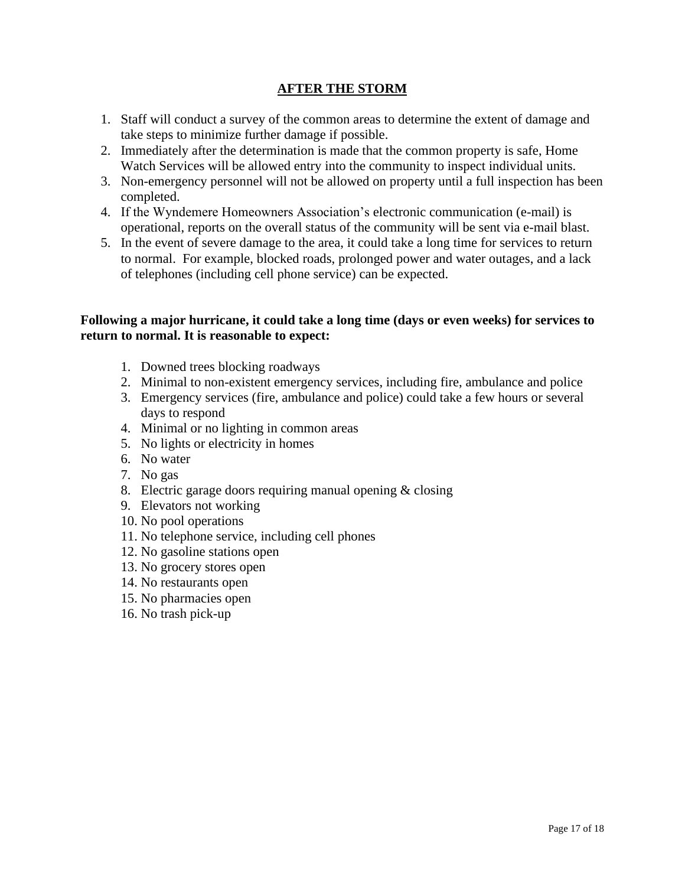## AFTER THE STORM

1. Staff will conduct a survey of the common areas to determine the extent of damage and take steps to minimize further damage if possible.
2. Immediately after the determination is made that the common property is safe, Home Watch Services will be allowed entry into the community to inspect individual units.
3. Non-emergency personnel will not be allowed on property until a full inspection has been completed.
4. If the Wyndemere Homeowners Association's electronic communication (e-mail) is operational, reports on the overall status of the community will be sent via e-mail blast.
5. In the event of severe damage to the area, it could take a long time for services to return to normal. For example, blocked roads, prolonged power and water outages, and a lack of telephones (including cell phone service) can be expected.

**Following a major hurricane, it could take a long time (days or even weeks) for services to return to normal. It is reasonable to expect:**

1. Downed trees blocking roadways
2. Minimal to non-existent emergency services, including fire, ambulance and police
3. Emergency services (fire, ambulance and police) could take a few hours or several days to respond
4. Minimal or no lighting in common areas
5. No lights or electricity in homes
6. No water
7. No gas
8. Electric garage doors requiring manual opening & closing
9. Elevators not working
10. No pool operations
11. No telephone service, including cell phones
12. No gasoline stations open
13. No grocery stores open
14. No restaurants open
15. No pharmacies open
16. No trash pick-up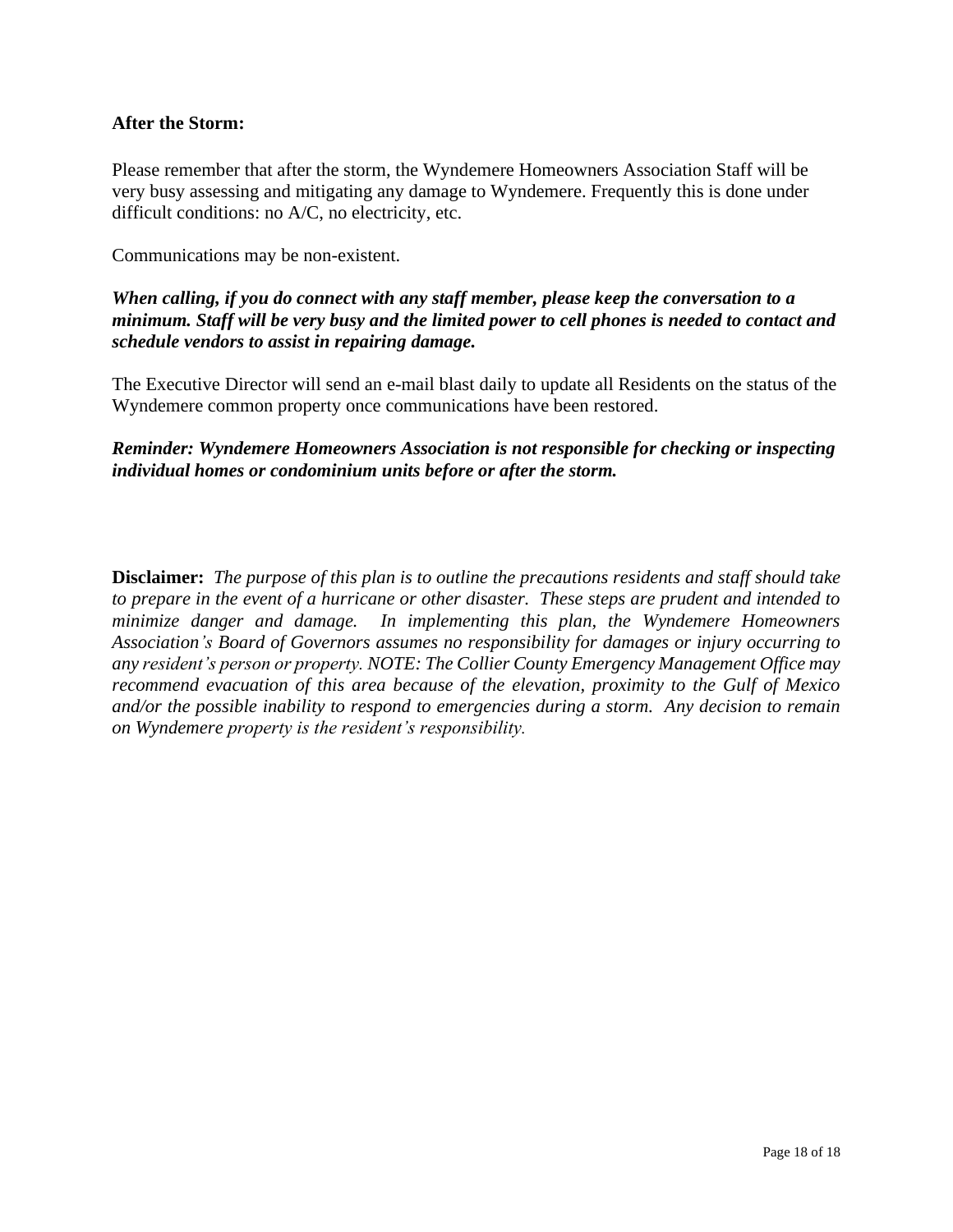**After the Storm:**

Please remember that after the storm, the Wyndemere Homeowners Association Staff will be very busy assessing and mitigating any damage to Wyndemere. Frequently this is done under difficult conditions: no A/C, no electricity, etc.

Communications may be non-existent.

***When calling, if you do connect with any staff member, please keep the conversation to a minimum. Staff will be very busy and the limited power to cell phones is needed to contact and schedule vendors to assist in repairing damage.***

The Executive Director will send an e-mail blast daily to update all Residents on the status of the Wyndemere common property once communications have been restored.

***Reminder: Wyndemere Homeowners Association is not responsible for checking or inspecting individual homes or condominium units before or after the storm.***

**Disclaimer:** *The purpose of this plan is to outline the precautions residents and staff should take to prepare in the event of a hurricane or other disaster. These steps are prudent and intended to minimize danger and damage. In implementing this plan, the Wyndemere Homeowners Association's Board of Governors assumes no responsibility for damages or injury occurring to any resident's person or property. NOTE: The Collier County Emergency Management Office may recommend evacuation of this area because of the elevation, proximity to the Gulf of Mexico and/or the possible inability to respond to emergencies during a storm. Any decision to remain on Wyndemere property is the resident's responsibility.*